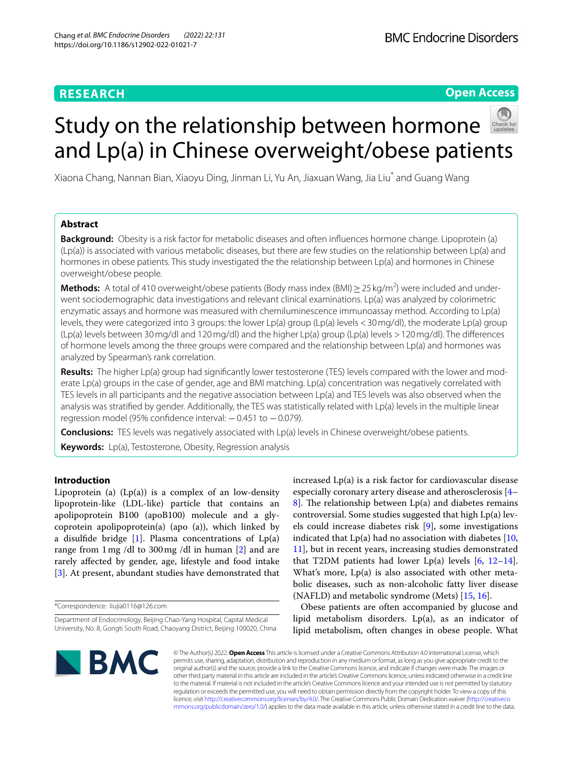RESEARCH

Open Access

# Study on the relationship between hormone and Lp(a) in Chinese overweight/obese patients

Xiaona Chang, Nannan Bian, Xiaoyu Ding, Jinman Li, Yu An, Jiaxuan Wang, Jia Liu* and Guang Wang

## Abstract

**Background:** Obesity is a risk factor for metabolic diseases and often influences hormone change. Lipoprotein (a) (Lp(a)) is associated with various metabolic diseases, but there are few studies on the relationship between Lp(a) and hormones in obese patients. This study investigated the the relationship between Lp(a) and hormones in Chinese overweight/obese people.

**Methods:** A total of 410 overweight/obese patients (Body mass index (BMI) $\geq 25\,kg/m^2$) were included and underwent sociodemographic data investigations and relevant clinical examinations. Lp(a) was analyzed by colorimetric enzymatic assays and hormone was measured with chemiluminescence immunoassay method. According to Lp(a) levels, they were categorized into 3 groups: the lower Lp(a) group (Lp(a) levels < 30 mg/dl), the moderate Lp(a) group (Lp(a) levels between 30 mg/dl and 120 mg/dl) and the higher Lp(a) group (Lp(a) levels > 120 mg/dl). The differences of hormone levels among the three groups were compared and the relationship between Lp(a) and hormones was analyzed by Spearman's rank correlation.

**Results:** The higher Lp(a) group had significantly lower testosterone (TES) levels compared with the lower and moderate Lp(a) groups in the case of gender, age and BMI matching. Lp(a) concentration was negatively correlated with TES levels in all participants and the negative association between Lp(a) and TES levels was also observed when the analysis was stratified by gender. Additionally, the TES was statistically related with Lp(a) levels in the multiple linear regression model (95% confidence interval: −0.451 to −0.079).

**Conclusions:** TES levels was negatively associated with Lp(a) levels in Chinese overweight/obese patients.

**Keywords:** Lp(a), Testosterone, Obesity, Regression analysis

## Introduction

Lipoprotein (a) (Lp(a)) is a complex of an low-density lipoprotein-like (LDL-like) particle that contains an apolipoprotein B100 (apoB100) molecule and a glycoprotein apolipoprotein(a) (apo (a)), which linked by a disulfide bridge [1]. Plasma concentrations of Lp(a) range from 1 mg /dl to 300 mg /dl in human [2] and are rarely affected by gender, age, lifestyle and food intake [3]. At present, abundant studies have demonstrated that increased Lp(a) is a risk factor for cardiovascular disease especially coronary artery disease and atherosclerosis [4–8]. The relationship between Lp(a) and diabetes remains controversial. Some studies suggested that high Lp(a) levels could increase diabetes risk [9], some investigations indicated that Lp(a) had no association with diabetes [10, 11], but in recent years, increasing studies demonstrated that T2DM patients had lower Lp(a) levels [6, 12–14]. What's more, Lp(a) is also associated with other metabolic diseases, such as non-alcoholic fatty liver disease (NAFLD) and metabolic syndrome (Mets) [15, 16].

Obese patients are often accompanied by glucose and lipid metabolism disorders. Lp(a), as an indicator of lipid metabolism, often changes in obese people. What

*Correspondence: liujia0116@126.com

Department of Endocrinology, Beijing Chao-Yang Hospital, Capital Medical University, No. 8, Gongti South Road, Chaoyang District, Beijing 100020, China

© The Author(s) 2022. **Open Access** This article is licensed under a Creative Commons Attribution 4.0 International License, which permits use, sharing, adaptation, distribution and reproduction in any medium or format, as long as you give appropriate credit to the original author(s) and the source, provide a link to the Creative Commons licence, and indicate if changes were made. The images or other third party material in this article are included in the article's Creative Commons licence, unless indicated otherwise in a credit line to the material. If material is not included in the article's Creative Commons licence and your intended use is not permitted by statutory regulation or exceeds the permitted use, you will need to obtain permission directly from the copyright holder. To view a copy of this licence, visit http://creativecommons.org/licenses/by/4.0/. The Creative Commons Public Domain Dedication waiver (http://creativecommons.org/publicdomain/zero/1.0/) applies to the data made available in this article, unless otherwise stated in a credit line to the data.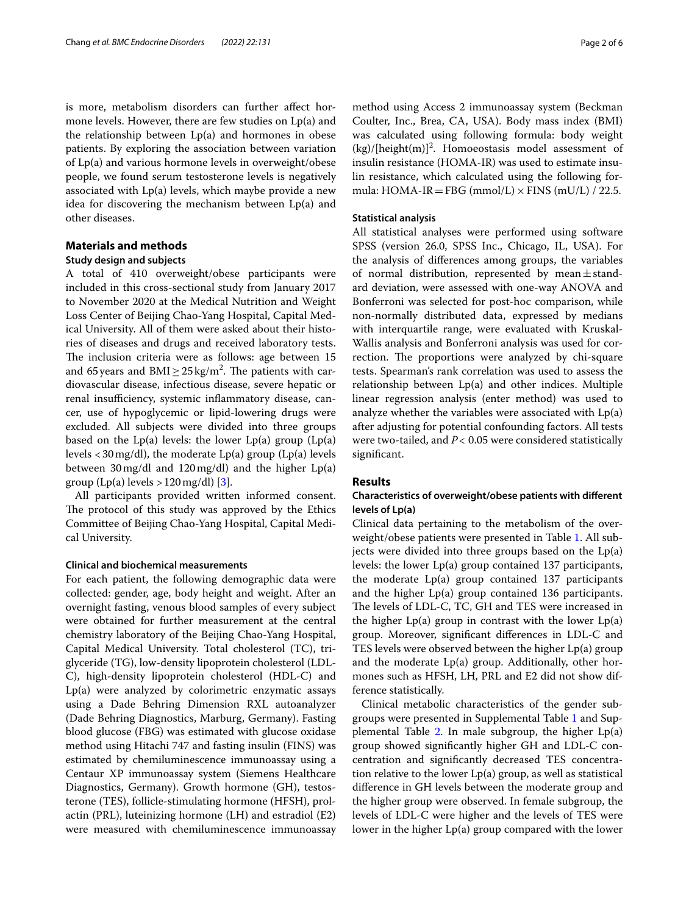is more, metabolism disorders can further affect hormone levels. However, there are few studies on Lp(a) and the relationship between Lp(a) and hormones in obese patients. By exploring the association between variation of Lp(a) and various hormone levels in overweight/obese people, we found serum testosterone levels is negatively associated with Lp(a) levels, which maybe provide a new idea for discovering the mechanism between Lp(a) and other diseases.

## Materials and methods

### Study design and subjects

A total of 410 overweight/obese participants were included in this cross-sectional study from January 2017 to November 2020 at the Medical Nutrition and Weight Loss Center of Beijing Chao-Yang Hospital, Capital Medical University. All of them were asked about their histories of diseases and drugs and received laboratory tests. The inclusion criteria were as follows: age between 15 and 65 years and $BMI \geq 25\,kg/m^2$. The patients with cardiovascular disease, infectious disease, severe hepatic or renal insufficiency, systemic inflammatory disease, cancer, use of hypoglycemic or lipid-lowering drugs were excluded. All subjects were divided into three groups based on the Lp(a) levels: the lower Lp(a) group (Lp(a) levels < 30 mg/dl), the moderate Lp(a) group (Lp(a) levels between 30 mg/dl and 120 mg/dl) and the higher Lp(a) group (Lp(a) levels > 120 mg/dl) [3].

All participants provided written informed consent. The protocol of this study was approved by the Ethics Committee of Beijing Chao-Yang Hospital, Capital Medical University.

### Clinical and biochemical measurements

For each patient, the following demographic data were collected: gender, age, body height and weight. After an overnight fasting, venous blood samples of every subject were obtained for further measurement at the central chemistry laboratory of the Beijing Chao-Yang Hospital, Capital Medical University. Total cholesterol (TC), triglyceride (TG), low-density lipoprotein cholesterol (LDL-C), high-density lipoprotein cholesterol (HDL-C) and Lp(a) were analyzed by colorimetric enzymatic assays using a Dade Behring Dimension RXL autoanalyzer (Dade Behring Diagnostics, Marburg, Germany). Fasting blood glucose (FBG) was estimated with glucose oxidase method using Hitachi 747 and fasting insulin (FINS) was estimated by chemiluminescence immunoassay using a Centaur XP immunoassay system (Siemens Healthcare Diagnostics, Germany). Growth hormone (GH), testosterone (TES), follicle-stimulating hormone (HFSH), prolactin (PRL), luteinizing hormone (LH) and estradiol (E2) were measured with chemiluminescence immunoassay method using Access 2 immunoassay system (Beckman Coulter, Inc., Brea, CA, USA). Body mass index (BMI) was calculated using following formula: body weight $(kg)/[height(m)]^2$. Homoeostasis model assessment of insulin resistance (HOMA-IR) was used to estimate insulin resistance, which calculated using the following formula: $HOMA\text{-}IR = FBG\ (mmol/L) \times FINS\ (mU/L) / 22.5$.

### Statistical analysis

All statistical analyses were performed using software SPSS (version 26.0, SPSS Inc., Chicago, IL, USA). For the analysis of differences among groups, the variables of normal distribution, represented by mean ± standard deviation, were assessed with one-way ANOVA and Bonferroni was selected for post-hoc comparison, while non-normally distributed data, expressed by medians with interquartile range, were evaluated with Kruskal-Wallis analysis and Bonferroni analysis was used for correction. The proportions were analyzed by chi-square tests. Spearman's rank correlation was used to assess the relationship between Lp(a) and other indices. Multiple linear regression analysis (enter method) was used to analyze whether the variables were associated with Lp(a) after adjusting for potential confounding factors. All tests were two-tailed, and $P < 0.05$ were considered statistically significant.

## Results

### Characteristics of overweight/obese patients with different levels of Lp(a)

Clinical data pertaining to the metabolism of the overweight/obese patients were presented in Table 1. All subjects were divided into three groups based on the Lp(a) levels: the lower Lp(a) group contained 137 participants, the moderate Lp(a) group contained 137 participants and the higher Lp(a) group contained 136 participants. The levels of LDL-C, TC, GH and TES were increased in the higher Lp(a) group in contrast with the lower Lp(a) group. Moreover, significant differences in LDL-C and TES levels were observed between the higher Lp(a) group and the moderate Lp(a) group. Additionally, other hormones such as HFSH, LH, PRL and E2 did not show difference statistically.

Clinical metabolic characteristics of the gender subgroups were presented in Supplemental Table 1 and Supplemental Table 2. In male subgroup, the higher Lp(a) group showed significantly higher GH and LDL-C concentration and significantly decreased TES concentration relative to the lower Lp(a) group, as well as statistical difference in GH levels between the moderate group and the higher group were observed. In female subgroup, the levels of LDL-C were higher and the levels of TES were lower in the higher Lp(a) group compared with the lower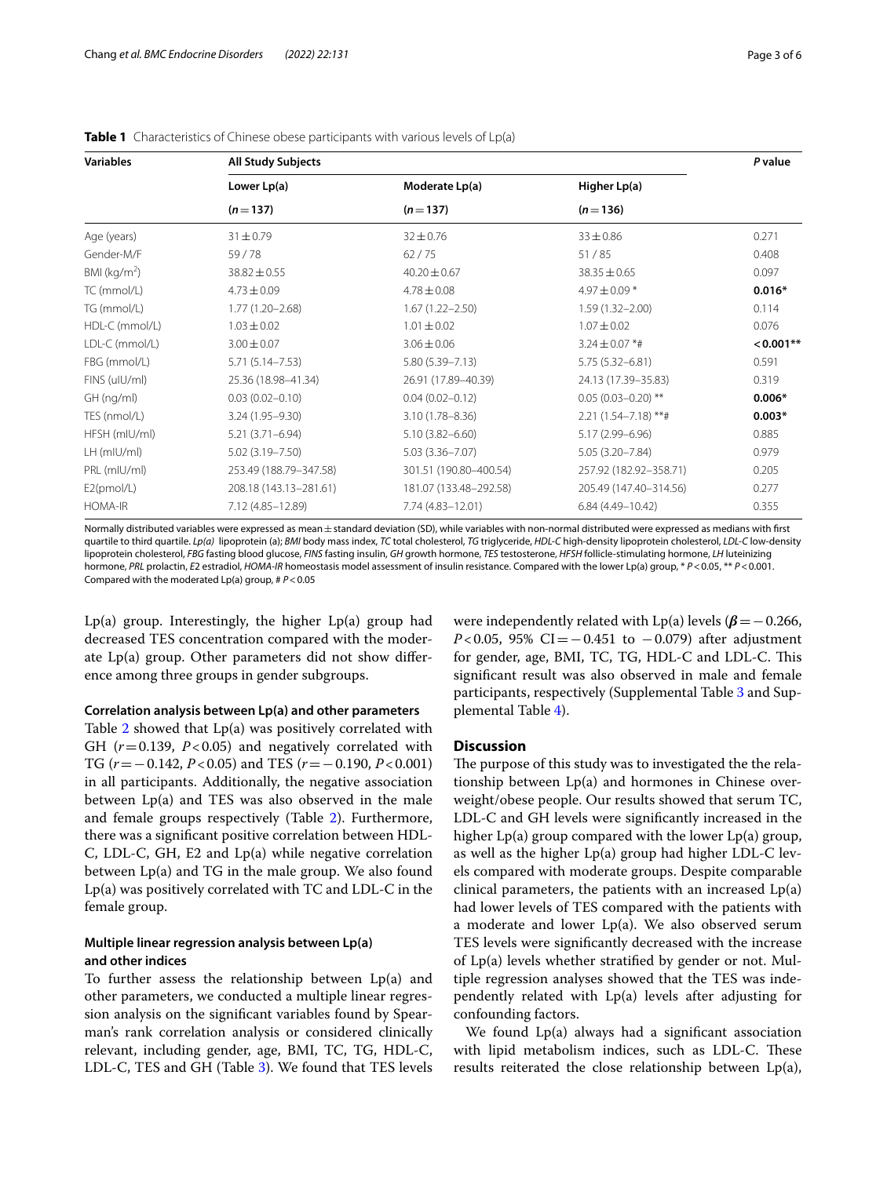**Table 1** Characteristics of Chinese obese participants with various levels of Lp(a)

| Variables | All Study Subjects | | | P value |
|---|---|---|---|---|
| | Lower Lp(a) | Moderate Lp(a) | Higher Lp(a) | |
| | ($n=137$) | ($n=137$) | ($n=136$) | |
| Age (years) | 31 ± 0.79 | 32 ± 0.76 | 33 ± 0.86 | 0.271 |
| Gender-M/F | 59 / 78 | 62 / 75 | 51 / 85 | 0.408 |
| BMI (kg/m$^2$) | 38.82 ± 0.55 | 40.20 ± 0.67 | 38.35 ± 0.65 | 0.097 |
| TC (mmol/L) | 4.73 ± 0.09 | 4.78 ± 0.08 | 4.97 ± 0.09 * | **0.016*** |
| TG (mmol/L) | 1.77 (1.20–2.68) | 1.67 (1.22–2.50) | 1.59 (1.32–2.00) | 0.114 |
| HDL-C (mmol/L) | 1.03 ± 0.02 | 1.01 ± 0.02 | 1.07 ± 0.02 | 0.076 |
| LDL-C (mmol/L) | 3.00 ± 0.07 | 3.06 ± 0.06 | 3.24 ± 0.07 *# | **< 0.001**** |
| FBG (mmol/L) | 5.71 (5.14–7.53) | 5.80 (5.39–7.13) | 5.75 (5.32–6.81) | 0.591 |
| FINS (uIU/ml) | 25.36 (18.98–41.34) | 26.91 (17.89–40.39) | 24.13 (17.39–35.83) | 0.319 |
| GH (ng/ml) | 0.03 (0.02–0.10) | 0.04 (0.02–0.12) | 0.05 (0.03–0.20) ** | **0.006*** |
| TES (nmol/L) | 3.24 (1.95–9.30) | 3.10 (1.78–8.36) | 2.21 (1.54–7.18) **# | **0.003*** |
| HFSH (mIU/ml) | 5.21 (3.71–6.94) | 5.10 (3.82–6.60) | 5.17 (2.99–6.96) | 0.885 |
| LH (mIU/ml) | 5.02 (3.19–7.50) | 5.03 (3.36–7.07) | 5.05 (3.20–7.84) | 0.979 |
| PRL (mIU/ml) | 253.49 (188.79–347.58) | 301.51 (190.80–400.54) | 257.92 (182.92–358.71) | 0.205 |
| E2(pmol/L) | 208.18 (143.13–281.61) | 181.07 (133.48–292.58) | 205.49 (147.40–314.56) | 0.277 |
| HOMA-IR | 7.12 (4.85–12.89) | 7.74 (4.83–12.01) | 6.84 (4.49–10.42) | 0.355 |

Normally distributed variables were expressed as mean ± standard deviation (SD), while variables with non-normal distributed were expressed as medians with first quartile to third quartile. *Lp(a)* lipoprotein (a); *BMI* body mass index, *TC* total cholesterol, *TG* triglyceride, *HDL-C* high-density lipoprotein cholesterol, *LDL-C* low-density lipoprotein cholesterol, *FBG* fasting blood glucose, *FINS* fasting insulin, *GH* growth hormone, *TES* testosterone, *HFSH* follicle-stimulating hormone, *LH* luteinizing hormone, *PRL* prolactin, *E2* estradiol, *HOMA-IR* homeostasis model assessment of insulin resistance. Compared with the lower Lp(a) group, * $P<0.05$, ** $P<0.001$. Compared with the moderated Lp(a) group, # $P<0.05$

Lp(a) group. Interestingly, the higher Lp(a) group had decreased TES concentration compared with the moderate Lp(a) group. Other parameters did not show difference among three groups in gender subgroups.

#### Correlation analysis between Lp(a) and other parameters

Table 2 showed that Lp(a) was positively correlated with GH ($r=0.139$, $P<0.05$) and negatively correlated with TG ($r=-0.142$, $P<0.05$) and TES ($r=-0.190$, $P<0.001$) in all participants. Additionally, the negative association between Lp(a) and TES was also observed in the male and female groups respectively (Table 2). Furthermore, there was a significant positive correlation between HDL-C, LDL-C, GH, E2 and Lp(a) while negative correlation between Lp(a) and TG in the male group. We also found Lp(a) was positively correlated with TC and LDL-C in the female group.

#### Multiple linear regression analysis between Lp(a) and other indices

To further assess the relationship between Lp(a) and other parameters, we conducted a multiple linear regression analysis on the significant variables found by Spearman's rank correlation analysis or considered clinically relevant, including gender, age, BMI, TC, TG, HDL-C, LDL-C, TES and GH (Table 3). We found that TES levels were independently related with Lp(a) levels ($\boldsymbol{\beta}=-0.266$, $P<0.05$, 95% CI $=-0.451$ to $-0.079$) after adjustment for gender, age, BMI, TC, TG, HDL-C and LDL-C. This significant result was also observed in male and female participants, respectively (Supplemental Table 3 and Supplemental Table 4).

## Discussion

The purpose of this study was to investigated the the relationship between Lp(a) and hormones in Chinese overweight/obese people. Our results showed that serum TC, LDL-C and GH levels were significantly increased in the higher Lp(a) group compared with the lower Lp(a) group, as well as the higher Lp(a) group had higher LDL-C levels compared with moderate groups. Despite comparable clinical parameters, the patients with an increased Lp(a) had lower levels of TES compared with the patients with a moderate and lower Lp(a). We also observed serum TES levels were significantly decreased with the increase of Lp(a) levels whether stratified by gender or not. Multiple regression analyses showed that the TES was independently related with Lp(a) levels after adjusting for confounding factors.

We found Lp(a) always had a significant association with lipid metabolism indices, such as LDL-C. These results reiterated the close relationship between Lp(a),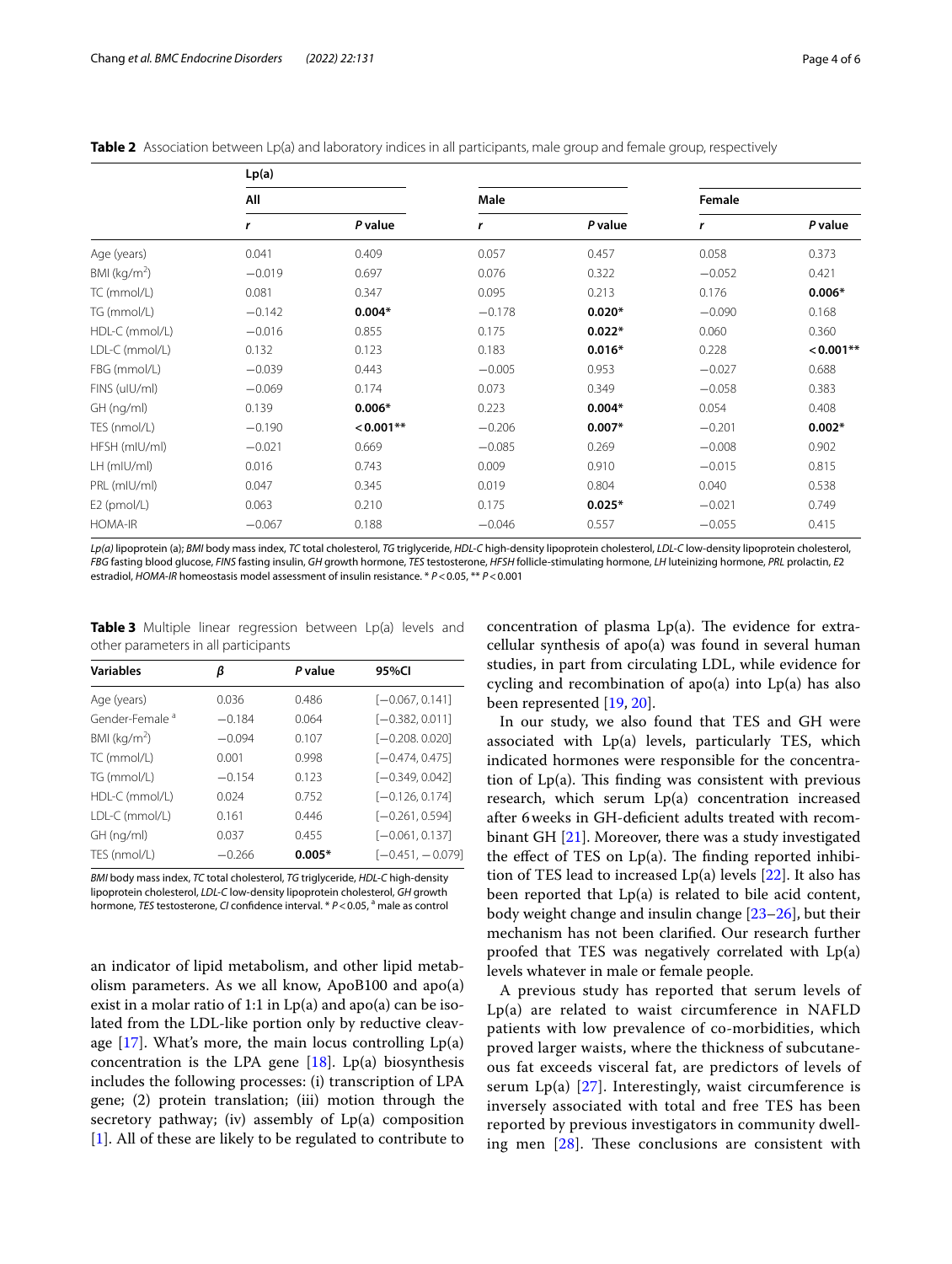**Table 2** Association between Lp(a) and laboratory indices in all participants, male group and female group, respectively

| | Lp(a) | | | | | |
|---|---|---|---|---|---|---|
| | All | | Male | | Female | |
| | *r* | *P* value | *r* | *P* value | *r* | *P* value |
| Age (years) | 0.041 | 0.409 | 0.057 | 0.457 | 0.058 | 0.373 |
| BMI (kg/m$^2$) | −0.019 | 0.697 | 0.076 | 0.322 | −0.052 | 0.421 |
| TC (mmol/L) | 0.081 | 0.347 | 0.095 | 0.213 | 0.176 | **0.006*** |
| TG (mmol/L) | −0.142 | **0.004*** | −0.178 | **0.020*** | −0.090 | 0.168 |
| HDL-C (mmol/L) | −0.016 | 0.855 | 0.175 | **0.022*** | 0.060 | 0.360 |
| LDL-C (mmol/L) | 0.132 | 0.123 | 0.183 | **0.016*** | 0.228 | **<0.001**** |
| FBG (mmol/L) | −0.039 | 0.443 | −0.005 | 0.953 | −0.027 | 0.688 |
| FINS (uIU/ml) | −0.069 | 0.174 | 0.073 | 0.349 | −0.058 | 0.383 |
| GH (ng/ml) | 0.139 | **0.006*** | 0.223 | **0.004*** | 0.054 | 0.408 |
| TES (nmol/L) | −0.190 | **<0.001**** | −0.206 | **0.007*** | −0.201 | **0.002*** |
| HFSH (mIU/ml) | −0.021 | 0.669 | −0.085 | 0.269 | −0.008 | 0.902 |
| LH (mIU/ml) | 0.016 | 0.743 | 0.009 | 0.910 | −0.015 | 0.815 |
| PRL (mIU/ml) | 0.047 | 0.345 | 0.019 | 0.804 | 0.040 | 0.538 |
| E2 (pmol/L) | 0.063 | 0.210 | 0.175 | **0.025*** | −0.021 | 0.749 |
| HOMA-IR | −0.067 | 0.188 | −0.046 | 0.557 | −0.055 | 0.415 |

*Lp(a)* lipoprotein (a); *BMI* body mass index, *TC* total cholesterol, *TG* triglyceride, *HDL-C* high-density lipoprotein cholesterol, *LDL-C* low-density lipoprotein cholesterol, *FBG* fasting blood glucose, *FINS* fasting insulin, *GH* growth hormone, *TES* testosterone, *HFSH* follicle-stimulating hormone, *LH* luteinizing hormone, *PRL* prolactin, *E2* estradiol, *HOMA-IR* homeostasis model assessment of insulin resistance. * $P<0.05$, ** $P<0.001$

**Table 3** Multiple linear regression between Lp(a) levels and other parameters in all participants

| Variables | β | *P* value | 95%CI |
|---|---|---|---|
| Age (years) | 0.036 | 0.486 | [−0.067, 0.141] |
| Gender-Female [a] | −0.184 | 0.064 | [−0.382, 0.011] |
| BMI (kg/m$^2$) | −0.094 | 0.107 | [−0.208. 0.020] |
| TC (mmol/L) | 0.001 | 0.998 | [−0.474, 0.475] |
| TG (mmol/L) | −0.154 | 0.123 | [−0.349, 0.042] |
| HDL-C (mmol/L) | 0.024 | 0.752 | [−0.126, 0.174] |
| LDL-C (mmol/L) | 0.161 | 0.446 | [−0.261, 0.594] |
| GH (ng/ml) | 0.037 | 0.455 | [−0.061, 0.137] |
| TES (nmol/L) | −0.266 | **0.005*** | [−0.451, −0.079] |

*BMI* body mass index, *TC* total cholesterol, *TG* triglyceride, *HDL-C* high-density lipoprotein cholesterol, *LDL-C* low-density lipoprotein cholesterol, *GH* growth hormone, *TES* testosterone, *CI* confidence interval. * $P<0.05$, [a] male as control

an indicator of lipid metabolism, and other lipid metabolism parameters. As we all know, ApoB100 and apo(a) exist in a molar ratio of 1:1 in Lp(a) and apo(a) can be isolated from the LDL-like portion only by reductive cleavage [17]. What's more, the main locus controlling Lp(a) concentration is the LPA gene [18]. Lp(a) biosynthesis includes the following processes: (i) transcription of LPA gene; (2) protein translation; (iii) motion through the secretory pathway; (iv) assembly of Lp(a) composition [1]. All of these are likely to be regulated to contribute to concentration of plasma Lp(a). The evidence for extracellular synthesis of apo(a) was found in several human studies, in part from circulating LDL, while evidence for cycling and recombination of apo(a) into Lp(a) has also been represented [19, 20].

In our study, we also found that TES and GH were associated with Lp(a) levels, particularly TES, which indicated hormones were responsible for the concentration of Lp(a). This finding was consistent with previous research, which serum Lp(a) concentration increased after 6 weeks in GH-deficient adults treated with recombinant GH [21]. Moreover, there was a study investigated the effect of TES on Lp(a). The finding reported inhibition of TES lead to increased Lp(a) levels [22]. It also has been reported that Lp(a) is related to bile acid content, body weight change and insulin change [23–26], but their mechanism has not been clarified. Our research further proofed that TES was negatively correlated with Lp(a) levels whatever in male or female people.

A previous study has reported that serum levels of Lp(a) are related to waist circumference in NAFLD patients with low prevalence of co-morbidities, which proved larger waists, where the thickness of subcutaneous fat exceeds visceral fat, are predictors of levels of serum Lp(a) [27]. Interestingly, waist circumference is inversely associated with total and free TES has been reported by previous investigators in community dwelling men [28]. These conclusions are consistent with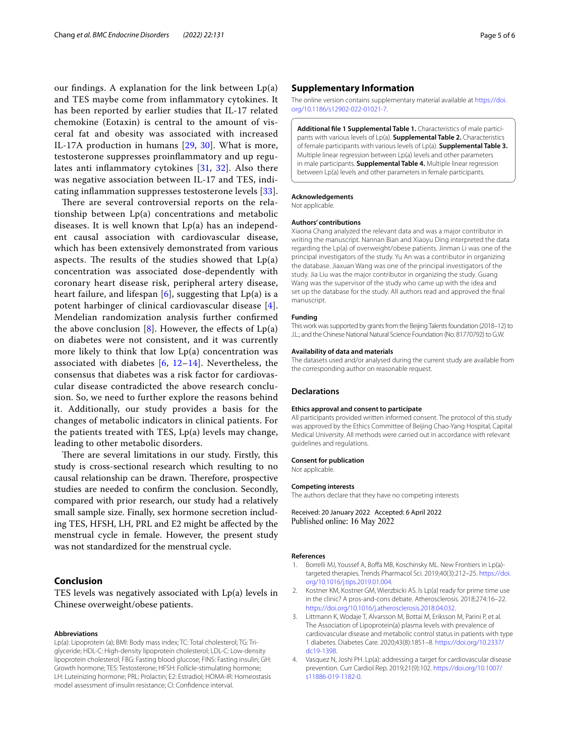our findings. A explanation for the link between Lp(a) and TES maybe come from inflammatory cytokines. It has been reported by earlier studies that IL-17 related chemokine (Eotaxin) is central to the amount of visceral fat and obesity was associated with increased IL-17A production in humans [29, 30]. What is more, testosterone suppresses proinflammatory and up regulates anti inflammatory cytokines [31, 32]. Also there was negative association between IL-17 and TES, indicating inflammation suppresses testosterone levels [33].

There are several controversial reports on the relationship between Lp(a) concentrations and metabolic diseases. It is well known that Lp(a) has an independent causal association with cardiovascular disease, which has been extensively demonstrated from various aspects. The results of the studies showed that Lp(a) concentration was associated dose-dependently with coronary heart disease risk, peripheral artery disease, heart failure, and lifespan [6], suggesting that Lp(a) is a potent harbinger of clinical cardiovascular disease [4]. Mendelian randomization analysis further confirmed the above conclusion [8]. However, the effects of Lp(a) on diabetes were not consistent, and it was currently more likely to think that low Lp(a) concentration was associated with diabetes [6, 12–14]. Nevertheless, the consensus that diabetes was a risk factor for cardiovascular disease contradicted the above research conclusion. So, we need to further explore the reasons behind it. Additionally, our study provides a basis for the changes of metabolic indicators in clinical patients. For the patients treated with TES, Lp(a) levels may change, leading to other metabolic disorders.

There are several limitations in our study. Firstly, this study is cross-sectional research which resulting to no causal relationship can be drawn. Therefore, prospective studies are needed to confirm the conclusion. Secondly, compared with prior research, our study had a relatively small sample size. Finally, sex hormone secretion including TES, HFSH, LH, PRL and E2 might be affected by the menstrual cycle in female. However, the present study was not standardized for the menstrual cycle.

## Conclusion

TES levels was negatively associated with Lp(a) levels in Chinese overweight/obese patients.

#### Abbreviations

Lp(a): Lipoprotein (a); BMI: Body mass index; TC: Total cholesterol; TG: Triglyceride; HDL-C: High-density lipoprotein cholesterol; LDL-C: Low-density lipoprotein cholesterol; FBG: Fasting blood glucose; FINS: Fasting insulin; GH: Growth hormone; TES: Testosterone; HFSH: Follicle-stimulating hormone; LH: Luteinizing hormone; PRL: Prolactin; E2: Estradiol; HOMA-IR: Homeostasis model assessment of insulin resistance; CI: Confidence interval.

## Supplementary Information

The online version contains supplementary material available at https://doi.org/10.1186/s12902-022-01021-7.

**Additional file 1 Supplemental Table 1.** Characteristics of male participants with various levels of Lp(a). **Supplemental Table 2.** Characteristics of female participants with various levels of Lp(a). **Supplemental Table 3.** Multiple linear regression between Lp(a) levels and other parameters in male participants. **Supplemental Table 4.** Multiple linear regression between Lp(a) levels and other parameters in female participants.

#### Acknowledgements

Not applicable.

#### Authors' contributions

Xiaona Chang analyzed the relevant data and was a major contributor in writing the manuscript. Nannan Bian and Xiaoyu Ding interpreted the data regarding the Lp(a) of overweight/obese patients. Jinman Li was one of the principal investigators of the study. Yu An was a contributor in organizing the database. Jiaxuan Wang was one of the principal investigators of the study. Jia Liu was the major contributor in organizing the study. Guang Wang was the supervisor of the study who came up with the idea and set up the database for the study. All authors read and approved the final manuscript.

#### Funding

This work was supported by grants from the Beijing Talents foundation (2018–12) to J.L.; and the Chinese National Natural Science Foundation (No. 81770792) to G.W.

#### Availability of data and materials

The datasets used and/or analysed during the current study are available from the corresponding author on reasonable request.

## Declarations

#### Ethics approval and consent to participate

All participants provided written informed consent. The protocol of this study was approved by the Ethics Committee of Beijing Chao-Yang Hospital, Capital Medical University. All methods were carried out in accordance with relevant guidelines and regulations.

#### Consent for publication

Not applicable.

#### Competing interests

The authors declare that they have no competing interests

Received: 20 January 2022 Accepted: 6 April 2022
Published online: 16 May 2022

#### References

1. Borrelli MJ, Youssef A, Boffa MB, Koschinsky ML. New Frontiers in Lp(a)-targeted therapies. Trends Pharmacol Sci. 2019;40(3):212–25. https://doi.org/10.1016/j.tips.2019.01.004.
2. Kostner KM, Kostner GM, Wierzbicki AS. Is Lp(a) ready for prime time use in the clinic? A pros-and-cons debate. Atherosclerosis. 2018;274:16–22. https://doi.org/10.1016/j.atherosclerosis.2018.04.032.
3. Littmann K, Wodaje T, Alvarsson M, Bottai M, Eriksson M, Parini P, et al. The Association of Lipoprotein(a) plasma levels with prevalence of cardiovascular disease and metabolic control status in patients with type 1 diabetes. Diabetes Care. 2020;43(8):1851–8. https://doi.org/10.2337/dc19-1398.
4. Vasquez N, Joshi PH. Lp(a): addressing a target for cardiovascular disease prevention. Curr Cardiol Rep. 2019;21(9):102. https://doi.org/10.1007/s11886-019-1182-0.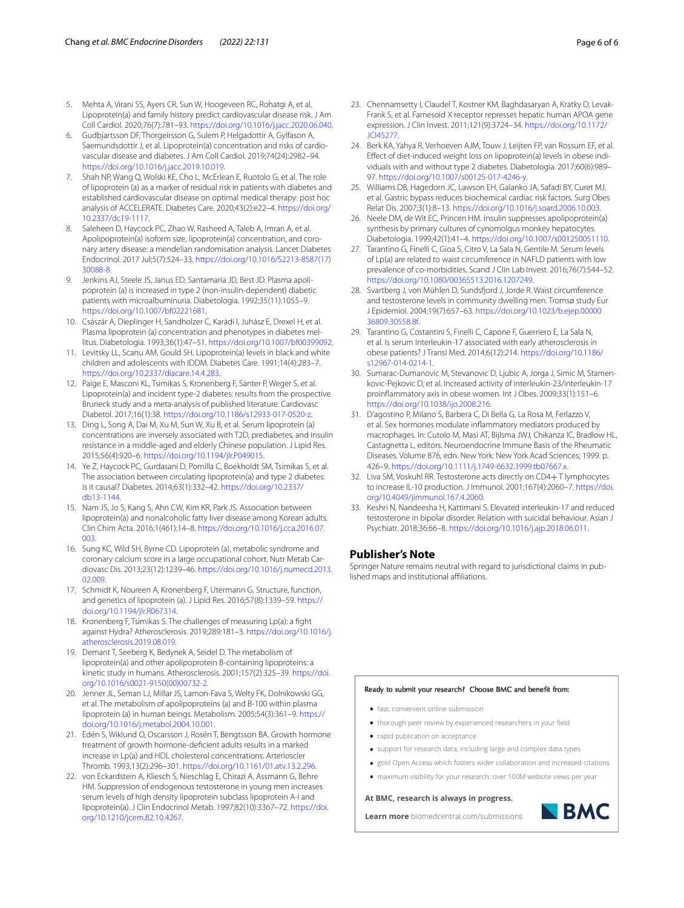5. Mehta A, Virani SS, Ayers CR, Sun W, Hoogeveen RC, Rohatgi A, et al. Lipoprotein(a) and family history predict cardiovascular disease risk. J Am Coll Cardiol. 2020;76(7):781–93. https://doi.org/10.1016/j.jacc.2020.06.040.
6. Gudbjartsson DF, Thorgeirsson G, Sulem P, Helgadottir A, Gylfason A, Saemundsdottir J, et al. Lipoprotein(a) concentration and risks of cardiovascular disease and diabetes. J Am Coll Cardiol. 2019;74(24):2982–94. https://doi.org/10.1016/j.jacc.2019.10.019.
7. Shah NP, Wang Q, Wolski KE, Cho L, McErlean E, Ruotolo G, et al. The role of lipoprotein (a) as a marker of residual risk in patients with diabetes and established cardiovascular disease on optimal medical therapy: post hoc analysis of ACCELERATE. Diabetes Care. 2020;43(2):e22–4. https://doi.org/10.2337/dc19-1117.
8. Saleheen D, Haycock PC, Zhao W, Rasheed A, Taleb A, Imran A, et al. Apolipoprotein(a) isoform size, lipoprotein(a) concentration, and coronary artery disease: a mendelian randomisation analysis. Lancet Diabetes Endocrinol. 2017 Jul;5(7):524–33. https://doi.org/10.1016/S2213-8587(17)30088-8.
9. Jenkins AJ, Steele JS, Janus ED, Santamaria JD, Best JD. Plasma apolipoprotein (a) is increased in type 2 (non-insulin-dependent) diabetic patients with microalbuminuria. Diabetologia. 1992;35(11):1055–9. https://doi.org/10.1007/bf02221681.
10. Császár A, Dieplinger H, Sandholzer C, Karádi I, Juhász E, Drexel H, et al. Plasma lipoprotein (a) concentration and phenotypes in diabetes mellitus. Diabetologia. 1993;36(1):47–51. https://doi.org/10.1007/bf00399092.
11. Levitsky LL, Scanu AM, Gould SH. Lipoprotein(a) levels in black and white children and adolescents with IDDM. Diabetes Care. 1991;14(4):283–7. https://doi.org/10.2337/diacare.14.4.283.
12. Paige E, Masconi KL, Tsimikas S, Kronenberg F, Santer P, Weger S, et al. Lipoprotein(a) and incident type-2 diabetes: results from the prospective Bruneck study and a meta-analysis of published literature. Cardiovasc Diabetol. 2017;16(1):38. https://doi.org/10.1186/s12933-017-0520-z.
13. Ding L, Song A, Dai M, Xu M, Sun W, Xu B, et al. Serum lipoprotein (a) concentrations are inversely associated with T2D, prediabetes, and insulin resistance in a middle-aged and elderly Chinese population. J Lipid Res. 2015;56(4):920–6. https://doi.org/10.1194/jlr.P049015.
14. Ye Z, Haycock PC, Gurdasani D, Pomilla C, Boekholdt SM, Tsimikas S, et al. The association between circulating lipoprotein(a) and type 2 diabetes: is it causal? Diabetes. 2014;63(1):332–42. https://doi.org/10.2337/db13-1144.
15. Nam JS, Jo S, Kang S, Ahn CW, Kim KR, Park JS. Association between lipoprotein(a) and nonalcoholic fatty liver disease among Korean adults. Clin Chim Acta. 2016;1(461):14–8. https://doi.org/10.1016/j.cca.2016.07.003.
16. Sung KC, Wild SH, Byrne CD. Lipoprotein (a), metabolic syndrome and coronary calcium score in a large occupational cohort. Nutr Metab Cardiovasc Dis. 2013;23(12):1239–46. https://doi.org/10.1016/j.numecd.2013.02.009.
17. Schmidt K, Noureen A, Kronenberg F, Utermann G. Structure, function, and genetics of lipoprotein (a). J Lipid Res. 2016;57(8):1339–59. https://doi.org/10.1194/jlr.R067314.
18. Kronenberg F, Tsimikas S. The challenges of measuring Lp(a): a fight against Hydra? Atherosclerosis. 2019;289:181–3. https://doi.org/10.1016/j.atherosclerosis.2019.08.019.
19. Demant T, Seeberg K, Bedynek A, Seidel D. The metabolism of lipoprotein(a) and other apolipoprotein B-containing lipoproteins: a kinetic study in humans. Atherosclerosis. 2001;157(2):325–39. https://doi.org/10.1016/s0021-9150(00)00732-2.
20. Jenner JL, Seman LJ, Millar JS, Lamon-Fava S, Welty FK, Dolnikowski GG, et al. The metabolism of apolipoproteins (a) and B-100 within plasma lipoprotein (a) in human beings. Metabolism. 2005;54(3):361–9. https://doi.org/10.1016/j.metabol.2004.10.001.
21. Edén S, Wiklund O, Oscarsson J, Rosén T, Bengtsson BA. Growth hormone treatment of growth hormone-deficient adults results in a marked increase in Lp(a) and HDL cholesterol concentrations. Arterioscler Thromb. 1993;13(2):296–301. https://doi.org/10.1161/01.atv.13.2.296.
22. von Eckardstein A, Kliesch S, Nieschlag E, Chirazi A, Assmann G, Behre HM. Suppression of endogenous testosterone in young men increases serum levels of high density lipoprotein subclass lipoprotein A-I and lipoprotein(a). J Clin Endocrinol Metab. 1997;82(10):3367–72. https://doi.org/10.1210/jcem.82.10.4267.
23. Chennamsetty I, Claudel T, Kostner KM, Baghdasaryan A, Kratky D, Levak-Frank S, et al. Farnesoid X receptor represses hepatic human APOA gene expression. J Clin Invest. 2011;121(9):3724–34. https://doi.org/10.1172/JCI45277.
24. Berk KA, Yahya R, Verhoeven AJM, Touw J, Leijten FP, van Rossum EF, et al. Effect of diet-induced weight loss on lipoprotein(a) levels in obese individuals with and without type 2 diabetes. Diabetologia. 2017;60(6):989–97. https://doi.org/10.1007/s00125-017-4246-y.
25. Williams DB, Hagedorn JC, Lawson EH, Galanko JA, Safadi BY, Curet MJ, et al. Gastric bypass reduces biochemical cardiac risk factors. Surg Obes Relat Dis. 2007;3(1):8–13. https://doi.org/10.1016/j.soard.2006.10.003.
26. Neele DM, de Wit EC, Princen HM. Insulin suppresses apolipoprotein(a) synthesis by primary cultures of cynomolgus monkey hepatocytes. Diabetologia. 1999;42(1):41–4. https://doi.org/10.1007/s001250051110.
27. Tarantino G, Finelli C, Gioa S, Citro V, La Sala N, Gentile M. Serum levels of Lp(a) are related to waist circumference in NAFLD patients with low prevalence of co-morbidities. Scand J Clin Lab Invest. 2016;76(7):544–52. https://doi.org/10.1080/00365513.2016.1207249.
28. Svartberg J, von Mühlen D, Sundsfjord J, Jorde R. Waist circumference and testosterone levels in community dwelling men. Tromsø study Eur J Epidemiol. 2004;19(7):657–63. https://doi.org/10.1023/b:ejep.0000036809.30558.8f.
29. Tarantino G, Costantini S, Finelli C, Capone F, Guerriero E, La Sala N, et al. Is serum Interleukin-17 associated with early atherosclerosis in obese patients? J Transl Med. 2014;6(12):214. https://doi.org/10.1186/s12967-014-0214-1.
30. Sumarac-Dumanovic M, Stevanovic D, Ljubic A, Jorga J, Simic M, Stamenkovic-Pejkovic D, et al. Increased activity of interleukin-23/interleukin-17 proinflammatory axis in obese women. Int J Obes. 2009;33(1):151–6. https://doi.org/10.1038/ijo.2008.216.
31. D'agostino P, Milano S, Barbera C, Di Bella G, La Rosa M, Ferlazzo V, et al. Sex hormones modulate inflammatory mediators produced by macrophages. In: Cutolo M, Masi AT, Bijlsma JWJ, Chikanza IC, Bradlow HL, Castagnetta L, editors. Neuroendocrine Immune Basis of the Rheumatic Diseases. Volume 876, edn. New York: New York Acad Sciences; 1999. p. 426–9. https://doi.org/10.1111/j.1749-6632.1999.tb07667.x.
32. Liva SM, Voskuhl RR. Testosterone acts directly on CD4+ T lymphocytes to increase IL-10 production. J Immunol. 2001;167(4):2060–7. https://doi.org/10.4049/jimmunol.167.4.2060.
33. Keshri N, Nandeesha H, Kattimani S. Elevated interleukin-17 and reduced testosterone in bipolar disorder. Relation with suicidal behaviour. Asian J Psychiatr. 2018;36:66–8. https://doi.org/10.1016/j.ajp.2018.06.011.

## Publisher's Note

Springer Nature remains neutral with regard to jurisdictional claims in published maps and institutional affiliations.

Ready to submit your research? Choose BMC and benefit from:

- fast, convenient online submission
- thorough peer review by experienced researchers in your field
- rapid publication on acceptance
- support for research data, including large and complex data types
- gold Open Access which fosters wider collaboration and increased citations
- maximum visibility for your research: over 100M website views per year

**At BMC, research is always in progress.**

**Learn more** biomedcentral.com/submissions